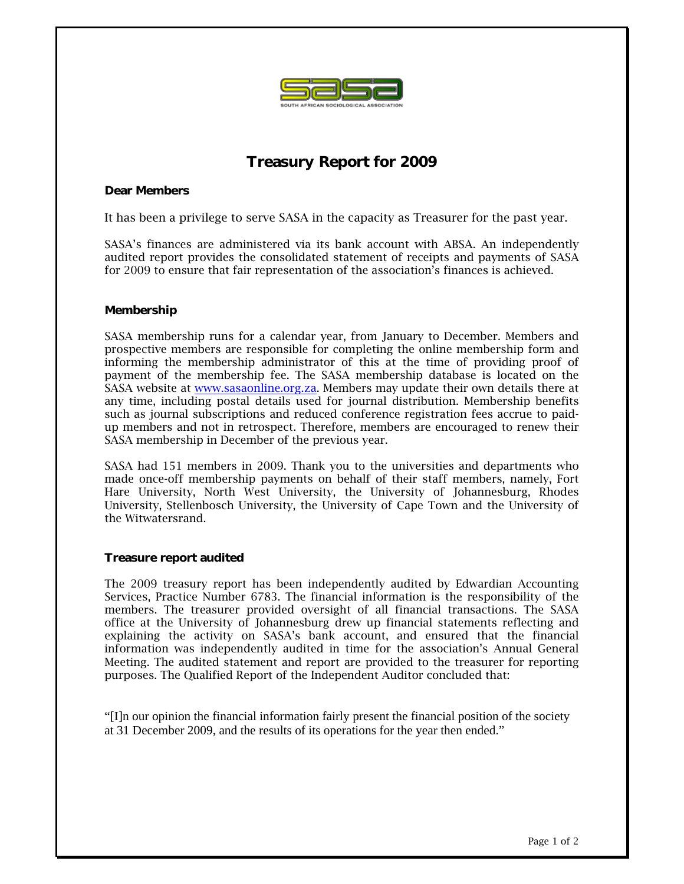# Treasury Report for 2009

**Dear Members**

It has been a privilege to serve SASA in the capacity as Treasurer for the past year.

SASA's finances are administered via its bank account with ABSA. An independently audited report provides the consolidated statement of receipts and payments of SASA for 2009 to ensure that fair representation of the association's finances is achieved.

## Membership

SASA membership runs for a calendar year, from January to December. Members and prospective members are responsible for completing the online membership form and informing the membership administrator of this at the time of providing proof of payment of the membership fee. The SASA membership database is located on the SASA website at [www.sasaonline.org.za](http://www.sasaonline.org.za). Members may update their own details there at any time, including postal details used for journal distribution. Membership benefits such as journal subscriptions and reduced conference registration fees accrue to paid-up members and not in retrospect. Therefore, members are encouraged to renew their SASA membership in December of the previous year.

SASA had 151 members in 2009. Thank you to the universities and departments who made once-off membership payments on behalf of their staff members, namely, Fort Hare University, North West University, the University of Johannesburg, Rhodes University, Stellenbosch University, the University of Cape Town and the University of the Witwatersrand.

## Treasure report audited

The 2009 treasury report has been independently audited by Edwardian Accounting Services, Practice Number 6783. The financial information is the responsibility of the members. The treasurer provided oversight of all financial transactions. The SASA office at the University of Johannesburg drew up financial statements reflecting and explaining the activity on SASA's bank account, and ensured that the financial information was independently audited in time for the association's Annual General Meeting. The audited statement and report are provided to the treasurer for reporting purposes. The Qualified Report of the Independent Auditor concluded that:

"[I]n our opinion the financial information fairly present the financial position of the society at 31 December 2009, and the results of its operations for the year then ended."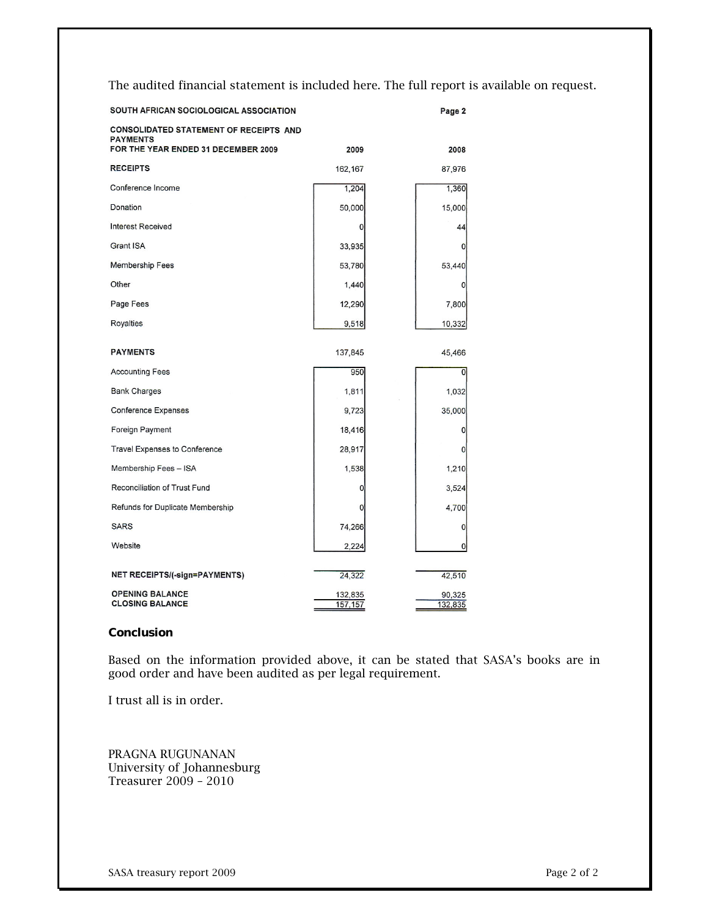The audited financial statement is included here. The full report is available on request.

| SOUTH AFRICAN SOCIOLOGICAL ASSOCIATION | | Page 2 |
|---|---|---|
| **CONSOLIDATED STATEMENT OF RECEIPTS AND PAYMENTS FOR THE YEAR ENDED 31 DECEMBER 2009** | **2009** | **2008** |
| **RECEIPTS** | 162,167 | 87,976 |
| Conference Income | 1,204 | 1,360 |
| Donation | 50,000 | 15,000 |
| Interest Received | 0 | 44 |
| Grant ISA | 33,935 | 0 |
| Membership Fees | 53,780 | 53,440 |
| Other | 1,440 | 0 |
| Page Fees | 12,290 | 7,800 |
| Royalties | 9,518 | 10,332 |
| **PAYMENTS** | 137,845 | 45,466 |
| Accounting Fees | 950 | 0 |
| Bank Charges | 1,811 | 1,032 |
| Conference Expenses | 9,723 | 35,000 |
| Foreign Payment | 18,416 | 0 |
| Travel Expenses to Conference | 28,917 | 0 |
| Membership Fees – ISA | 1,538 | 1,210 |
| Reconciliation of Trust Fund | 0 | 3,524 |
| Refunds for Duplicate Membership | 0 | 4,700 |
| SARS | 74,266 | 0 |
| Website | 2,224 | 0 |
| **NET RECEIPTS/(-sign=PAYMENTS)** | 24,322 | 42,510 |
| **OPENING BALANCE** | 132,835 | 90,325 |
| **CLOSING BALANCE** | 157,157 | 132,835 |

## Conclusion

Based on the information provided above, it can be stated that SASA's books are in good order and have been audited as per legal requirement.

I trust all is in order.

PRAGNA RUGUNANAN
University of Johannesburg
Treasurer 2009 – 2010